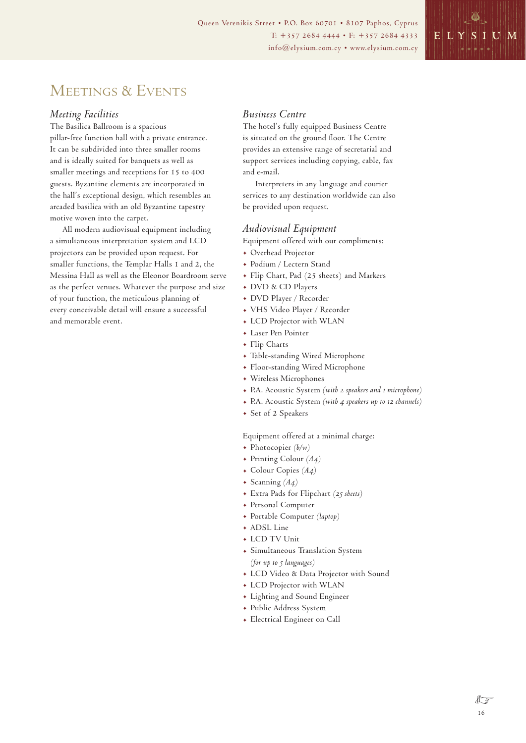Queen Verenikis Street • P.O. Box 60701 • 8107 Paphos, Cyprus
T: +357 2684 4444 • F: +357 2684 4333
info@elysium.com.cy • www.elysium.com.cy

ELYSIUM

# Meetings & Events

## *Meeting Facilities*

The Basilica Ballroom is a spacious pillar-free function hall with a private entrance. It can be subdivided into three smaller rooms and is ideally suited for banquets as well as smaller meetings and receptions for 15 to 400 guests. Byzantine elements are incorporated in the hall's exceptional design, which resembles an arcaded basilica with an old Byzantine tapestry motive woven into the carpet.

All modern audiovisual equipment including a simultaneous interpretation system and LCD projectors can be provided upon request. For smaller functions, the Templar Halls 1 and 2, the Messina Hall as well as the Eleonor Boardroom serve as the perfect venues. Whatever the purpose and size of your function, the meticulous planning of every conceivable detail will ensure a successful and memorable event.

## *Business Centre*

The hotel's fully equipped Business Centre is situated on the ground floor. The Centre provides an extensive range of secretarial and support services including copying, cable, fax and e-mail.

Interpreters in any language and courier services to any destination worldwide can also be provided upon request.

## *Audiovisual Equipment*

Equipment offered with our compliments:

- Overhead Projector
- Podium / Lectern Stand
- Flip Chart, Pad (25 sheets) and Markers
- DVD & CD Players
- DVD Player / Recorder
- VHS Video Player / Recorder
- LCD Projector with WLAN
- Laser Pen Pointer
- Flip Charts
- Table-standing Wired Microphone
- Floor-standing Wired Microphone
- Wireless Microphones
- P.A. Acoustic System *(with 2 speakers and 1 microphone)*
- P.A. Acoustic System *(with 4 speakers up to 12 channels)*
- Set of 2 Speakers

Equipment offered at a minimal charge:

- Photocopier *(b/w)*
- Printing Colour *(A4)*
- Colour Copies *(A4)*
- Scanning *(A4)*
- Extra Pads for Flipchart *(25 sheets)*
- Personal Computer
- Portable Computer *(laptop)*
- ADSL Line
- LCD TV Unit
- Simultaneous Translation System *(for up to 5 languages)*
- LCD Video & Data Projector with Sound
- LCD Projector with WLAN
- Lighting and Sound Engineer
- Public Address System
- Electrical Engineer on Call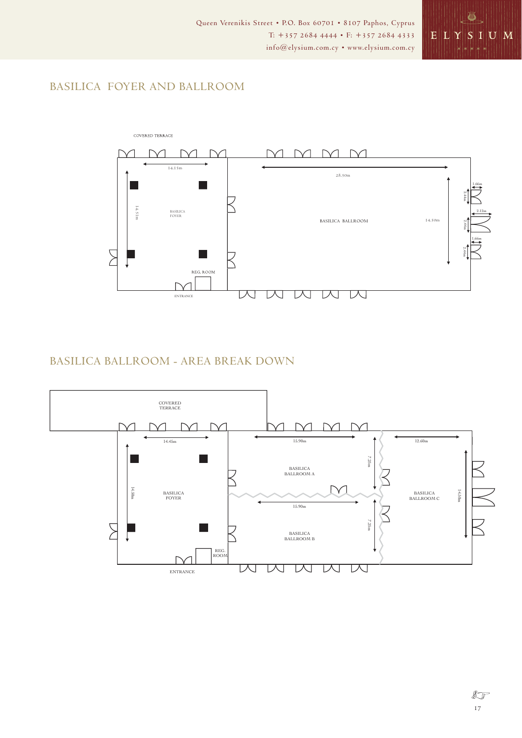# BASILICA FOYER AND BALLROOM

COVERED TERRACE

14.15m

14.51m

BASILICA FOYER

28.50m

BASILICA BALLROOM

14.50m

1.66m

2.44m

2.12m

2.44m

1.66m

2.44m

REG. ROOM

ENTRANCE

# BASILICA BALLROOM - AREA BREAK DOWN

COVERED TERRACE

14.45m

14.50m

BASILICA FOYER

15.90m

7.25m

BASILICA BALLROOM A

15.90m

7.25m

BASILICA BALLROOM B

12.60m

14.50m

BASILICA BALLROOM C

REG. ROOM

ENTRANCE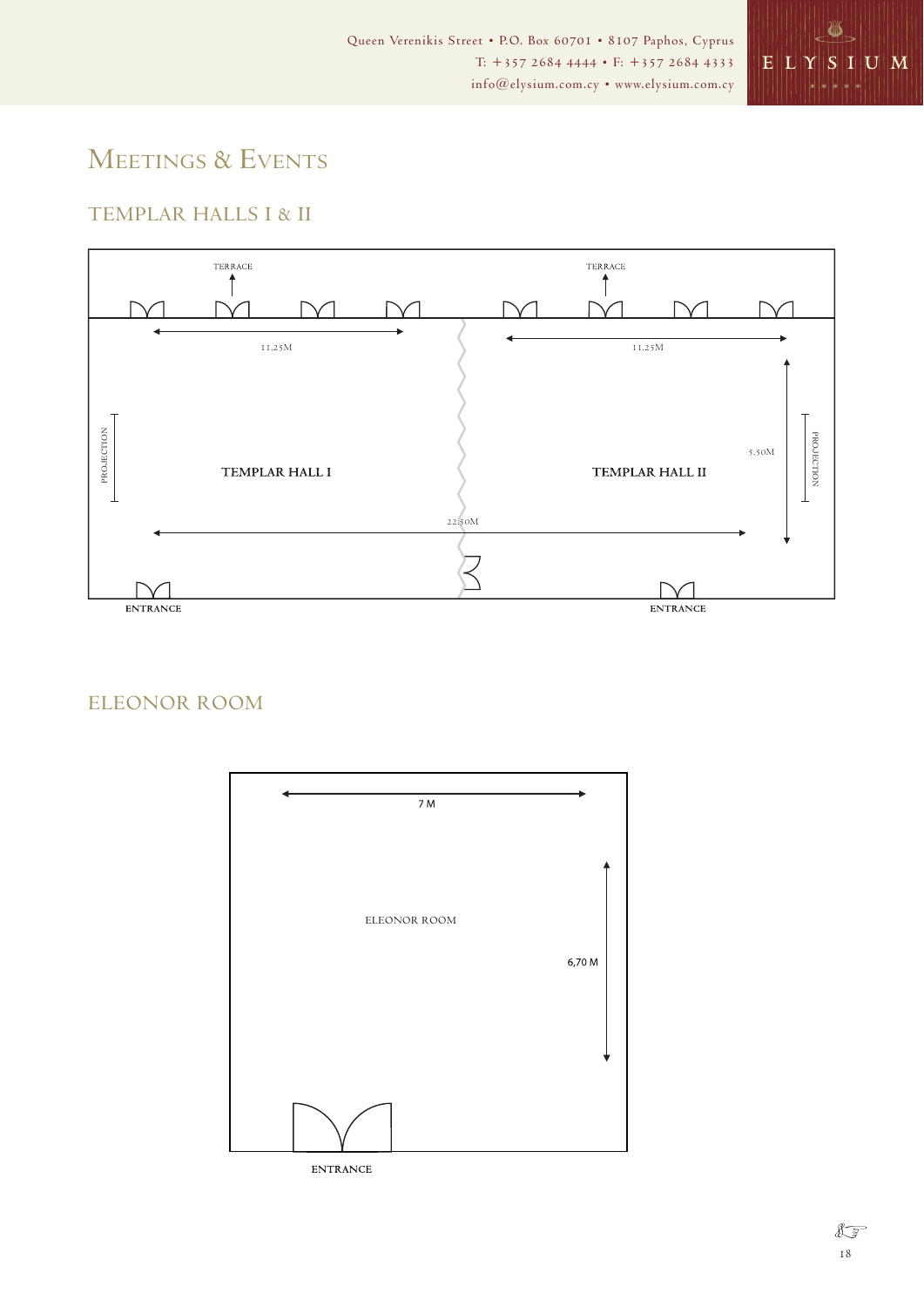# Meetings & Events

## TEMPLAR HALLS I & II

TERRACE

TERRACE

11.25M

11.25M

PROJECTION

TEMPLAR HALL I

TEMPLAR HALL II

5.50M

PROJECTION

22.50M

ENTRANCE

ENTRANCE

## ELEONOR ROOM

7 M

ELEONOR ROOM

6,70 M

ENTRANCE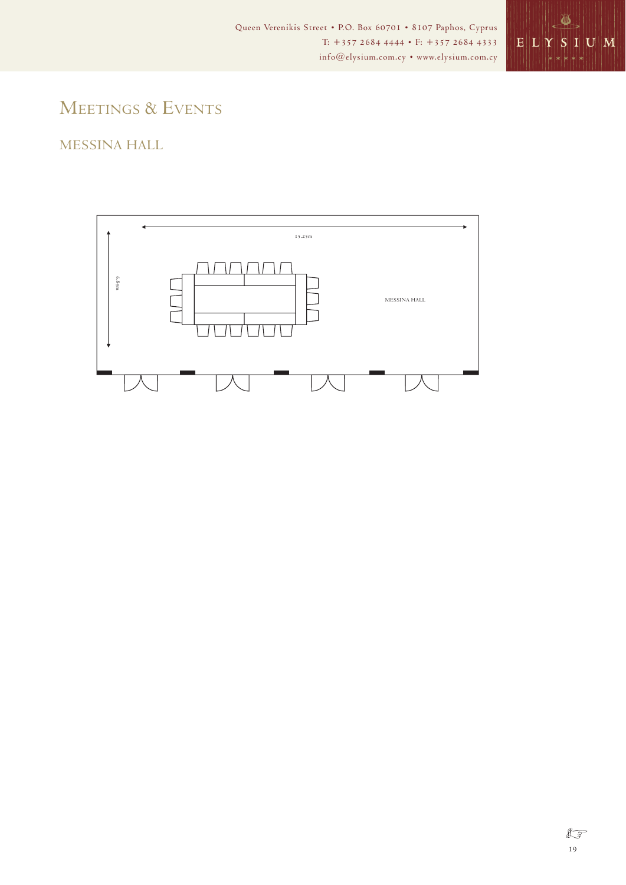Queen Verenikis Street • P.O. Box 60701 • 8107 Paphos, Cyprus
T: +357 2684 4444 • F: +357 2684 4333
info@elysium.com.cy • www.elysium.com.cy

# Meetings & Events

## MESSINA HALL

15.25m

6.84m

MESSINA HALL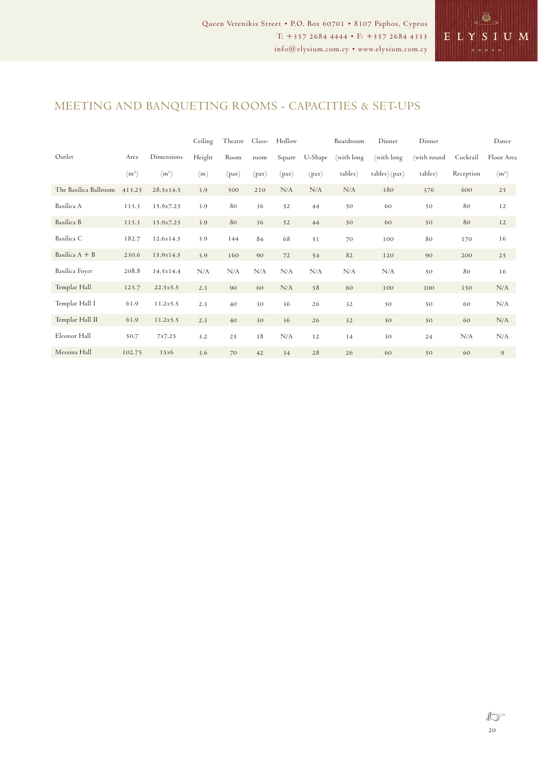Queen Verenikis Street • P.O. Box 60701 • 8107 Paphos, Cyprus
T: +357 2684 4444 • F: +357 2684 4333
info@elysium.com.cy • www.elysium.com.cy

ELYSIUM

## MEETING AND BANQUETING ROOMS - CAPACITIES & SET-UPS

| Outlet | Area (m²) | Dimensions (m²) | Ceiling Height (m) | Theatre Room (pax) | Class-room (pax) | Hollow Square (pax) | U-Shape (pax) | Boardroom (with long tables) | Dinner (with long tables) (pax) | Dinner (with round tables) | Cocktail Reception | Dance Floor Area (m²) |
|---|---|---|---|---|---|---|---|---|---|---|---|---|
| The Basilica Ballroom | 413.25 | 28.5x14.5 | 3.9 | 500 | 210 | N/A | N/A | N/A | 380 | 376 | 600 | 25 |
| Basilica A | 115.3 | 15.9x7.25 | 3.9 | 80 | 36 | 52 | 44 | 50 | 60 | 50 | 80 | 12 |
| Basilica B | 115.3 | 15.9x7.25 | 3.9 | 80 | 36 | 52 | 44 | 50 | 60 | 50 | 80 | 12 |
| Basilica C | 182.7 | 12.6x14.5 | 3.9 | 144 | 84 | 68 | 51 | 70 | 100 | 80 | 170 | 16 |
| Basilica A + B | 230.6 | 15.9x14.5 | 3.9 | 160 | 90 | 72 | 54 | 82 | 120 | 90 | 200 | 25 |
| Basilica Foyer | 208.8 | 14.5x14.4 | N/A | N/A | N/A | N/A | N/A | N/A | N/A | 50 | 80 | 16 |
| Templar Hall | 123.7 | 22.5x5.5 | 2.3 | 90 | 60 | N/A | 58 | 60 | 100 | 100 | 150 | N/A |
| Templar Hall I | 61.9 | 11.2x5.5 | 2.3 | 40 | 30 | 36 | 26 | 32 | 50 | 50 | 60 | N/A |
| Templar Hall II | 61.9 | 11.2x5.5 | 2.3 | 40 | 30 | 36 | 26 | 32 | 50 | 50 | 60 | N/A |
| Eleonor Hall | 50.7 | 7x7.25 | 3.2 | 25 | 18 | N/A | 12 | 14 | 30 | 24 | N/A | N/A |
| Messina Hall | 102.75 | 15x6 | 3.6 | 70 | 42 | 34 | 28 | 26 | 60 | 50 | 60 | 9 |